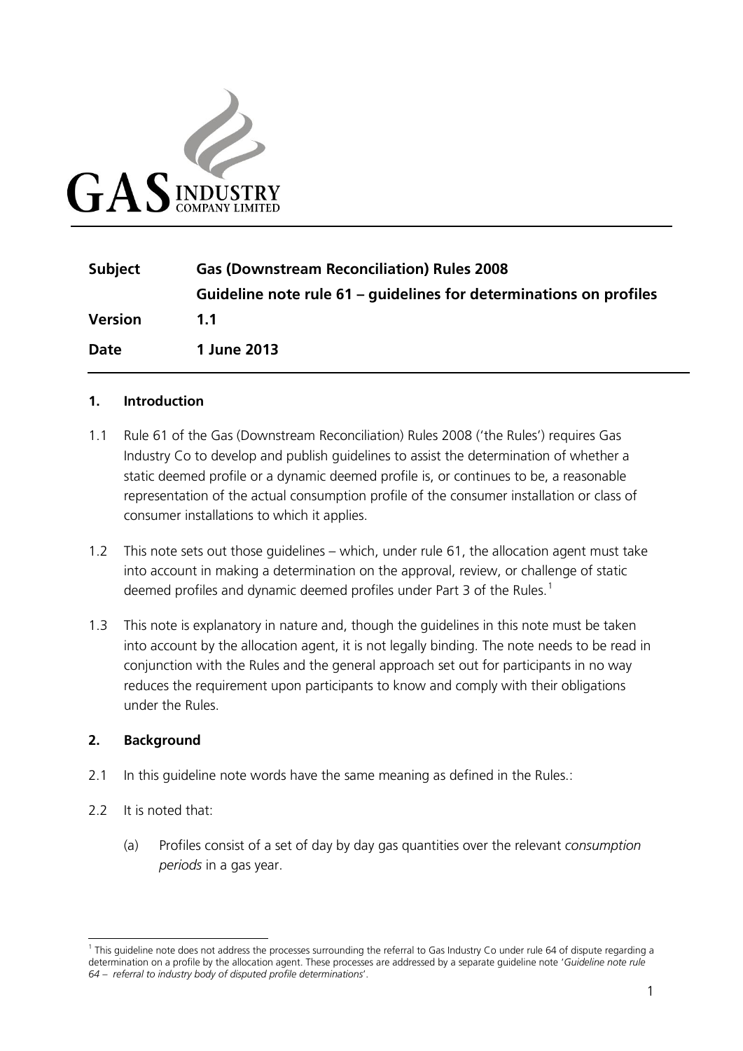GAS INDUSTRY COMPANY LIMITED

| | |
|---|---|
| **Subject** | **Gas (Downstream Reconciliation) Rules 2008** |
| | **Guideline note rule 61 – guidelines for determinations on profiles** |
| **Version** | **1.1** |
| **Date** | **1 June 2013** |

## 1. Introduction

1.1 Rule 61 of the Gas (Downstream Reconciliation) Rules 2008 ('the Rules') requires Gas Industry Co to develop and publish guidelines to assist the determination of whether a static deemed profile or a dynamic deemed profile is, or continues to be, a reasonable representation of the actual consumption profile of the consumer installation or class of consumer installations to which it applies.

1.2 This note sets out those guidelines – which, under rule 61, the allocation agent must take into account in making a determination on the approval, review, or challenge of static deemed profiles and dynamic deemed profiles under Part 3 of the Rules.[1]

1.3 This note is explanatory in nature and, though the guidelines in this note must be taken into account by the allocation agent, it is not legally binding. The note needs to be read in conjunction with the Rules and the general approach set out for participants in no way reduces the requirement upon participants to know and comply with their obligations under the Rules.

## 2. Background

2.1 In this guideline note words have the same meaning as defined in the Rules.:

2.2 It is noted that:

(a) Profiles consist of a set of day by day gas quantities over the relevant *consumption periods* in a gas year.

---

[1] This guideline note does not address the processes surrounding the referral to Gas Industry Co under rule 64 of dispute regarding a determination on a profile by the allocation agent. These processes are addressed by a separate guideline note '*Guideline note rule 64 – referral to industry body of disputed profile determinations*'.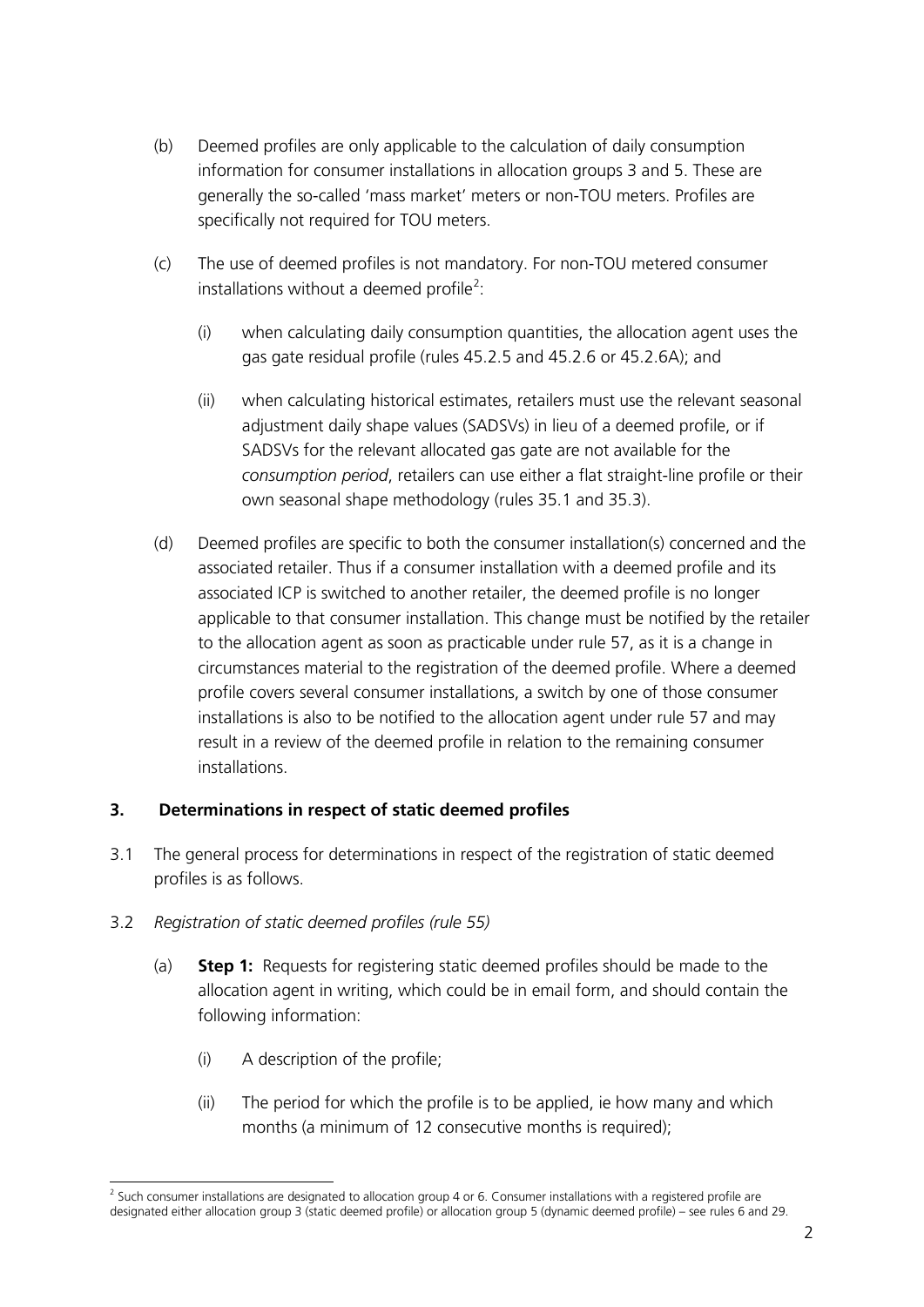(b) Deemed profiles are only applicable to the calculation of daily consumption information for consumer installations in allocation groups 3 and 5. These are generally the so-called 'mass market' meters or non-TOU meters. Profiles are specifically not required for TOU meters.

(c) The use of deemed profiles is not mandatory. For non-TOU metered consumer installations without a deemed profile[2]:

   (i) when calculating daily consumption quantities, the allocation agent uses the gas gate residual profile (rules 45.2.5 and 45.2.6 or 45.2.6A); and

   (ii) when calculating historical estimates, retailers must use the relevant seasonal adjustment daily shape values (SADSVs) in lieu of a deemed profile, or if SADSVs for the relevant allocated gas gate are not available for the *consumption period*, retailers can use either a flat straight-line profile or their own seasonal shape methodology (rules 35.1 and 35.3).

(d) Deemed profiles are specific to both the consumer installation(s) concerned and the associated retailer. Thus if a consumer installation with a deemed profile and its associated ICP is switched to another retailer, the deemed profile is no longer applicable to that consumer installation. This change must be notified by the retailer to the allocation agent as soon as practicable under rule 57, as it is a change in circumstances material to the registration of the deemed profile. Where a deemed profile covers several consumer installations, a switch by one of those consumer installations is also to be notified to the allocation agent under rule 57 and may result in a review of the deemed profile in relation to the remaining consumer installations.

## 3. Determinations in respect of static deemed profiles

3.1 The general process for determinations in respect of the registration of static deemed profiles is as follows.

3.2 *Registration of static deemed profiles (rule 55)*

(a) **Step 1:** Requests for registering static deemed profiles should be made to the allocation agent in writing, which could be in email form, and should contain the following information:

   (i) A description of the profile;

   (ii) The period for which the profile is to be applied, ie how many and which months (a minimum of 12 consecutive months is required);

---

[2] Such consumer installations are designated to allocation group 4 or 6. Consumer installations with a registered profile are designated either allocation group 3 (static deemed profile) or allocation group 5 (dynamic deemed profile) – see rules 6 and 29.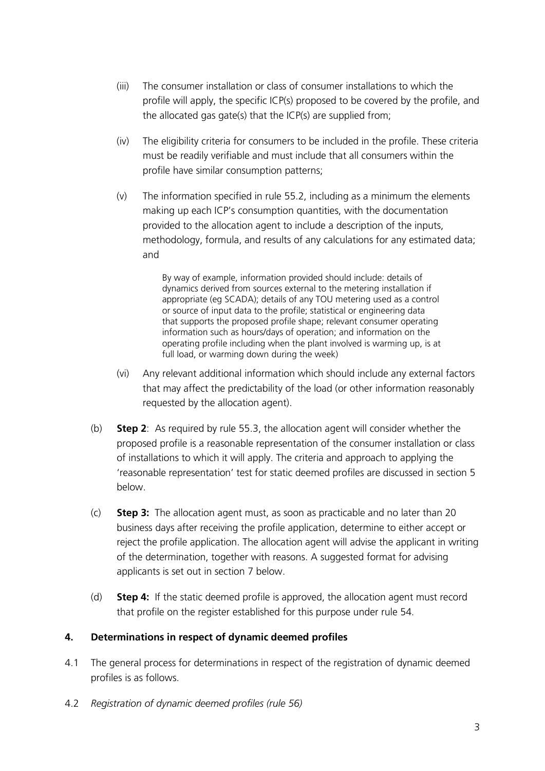(iii) The consumer installation or class of consumer installations to which the profile will apply, the specific ICP(s) proposed to be covered by the profile, and the allocated gas gate(s) that the ICP(s) are supplied from;

(iv) The eligibility criteria for consumers to be included in the profile. These criteria must be readily verifiable and must include that all consumers within the profile have similar consumption patterns;

(v) The information specified in rule 55.2, including as a minimum the elements making up each ICP's consumption quantities, with the documentation provided to the allocation agent to include a description of the inputs, methodology, formula, and results of any calculations for any estimated data; and

> By way of example, information provided should include: details of dynamics derived from sources external to the metering installation if appropriate (eg SCADA); details of any TOU metering used as a control or source of input data to the profile; statistical or engineering data that supports the proposed profile shape; relevant consumer operating information such as hours/days of operation; and information on the operating profile including when the plant involved is warming up, is at full load, or warming down during the week)

(vi) Any relevant additional information which should include any external factors that may affect the predictability of the load (or other information reasonably requested by the allocation agent).

(b) **Step 2**: As required by rule 55.3, the allocation agent will consider whether the proposed profile is a reasonable representation of the consumer installation or class of installations to which it will apply. The criteria and approach to applying the 'reasonable representation' test for static deemed profiles are discussed in section 5 below.

(c) **Step 3:** The allocation agent must, as soon as practicable and no later than 20 business days after receiving the profile application, determine to either accept or reject the profile application. The allocation agent will advise the applicant in writing of the determination, together with reasons. A suggested format for advising applicants is set out in section 7 below.

(d) **Step 4:** If the static deemed profile is approved, the allocation agent must record that profile on the register established for this purpose under rule 54.

## 4. Determinations in respect of dynamic deemed profiles

4.1 The general process for determinations in respect of the registration of dynamic deemed profiles is as follows.

4.2 *Registration of dynamic deemed profiles (rule 56)*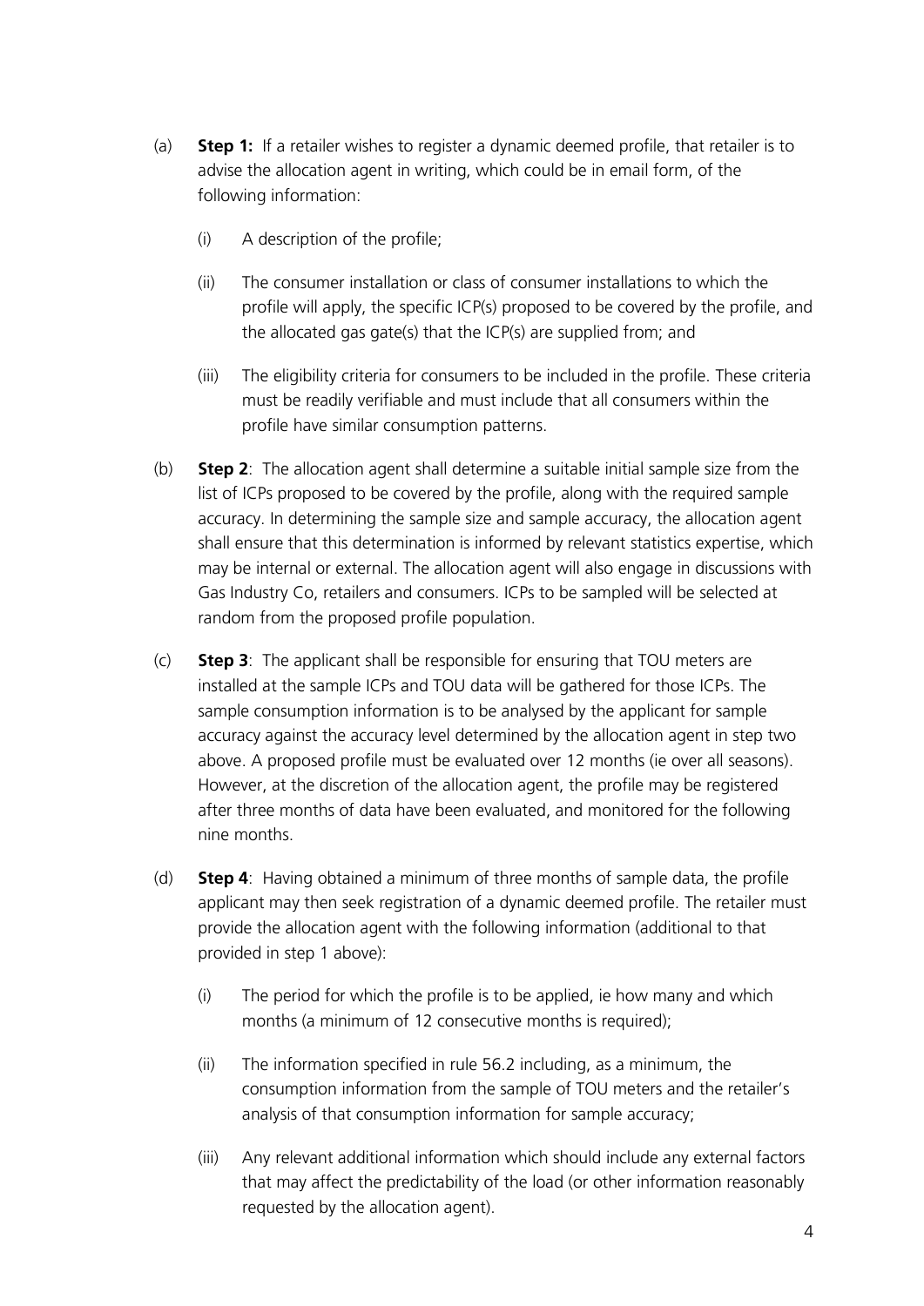(a) **Step 1:** If a retailer wishes to register a dynamic deemed profile, that retailer is to advise the allocation agent in writing, which could be in email form, of the following information:

  (i) A description of the profile;

  (ii) The consumer installation or class of consumer installations to which the profile will apply, the specific ICP(s) proposed to be covered by the profile, and the allocated gas gate(s) that the ICP(s) are supplied from; and

  (iii) The eligibility criteria for consumers to be included in the profile. These criteria must be readily verifiable and must include that all consumers within the profile have similar consumption patterns.

(b) **Step 2**: The allocation agent shall determine a suitable initial sample size from the list of ICPs proposed to be covered by the profile, along with the required sample accuracy. In determining the sample size and sample accuracy, the allocation agent shall ensure that this determination is informed by relevant statistics expertise, which may be internal or external. The allocation agent will also engage in discussions with Gas Industry Co, retailers and consumers. ICPs to be sampled will be selected at random from the proposed profile population.

(c) **Step 3**: The applicant shall be responsible for ensuring that TOU meters are installed at the sample ICPs and TOU data will be gathered for those ICPs. The sample consumption information is to be analysed by the applicant for sample accuracy against the accuracy level determined by the allocation agent in step two above. A proposed profile must be evaluated over 12 months (ie over all seasons). However, at the discretion of the allocation agent, the profile may be registered after three months of data have been evaluated, and monitored for the following nine months.

(d) **Step 4**: Having obtained a minimum of three months of sample data, the profile applicant may then seek registration of a dynamic deemed profile. The retailer must provide the allocation agent with the following information (additional to that provided in step 1 above):

  (i) The period for which the profile is to be applied, ie how many and which months (a minimum of 12 consecutive months is required);

  (ii) The information specified in rule 56.2 including, as a minimum, the consumption information from the sample of TOU meters and the retailer's analysis of that consumption information for sample accuracy;

  (iii) Any relevant additional information which should include any external factors that may affect the predictability of the load (or other information reasonably requested by the allocation agent).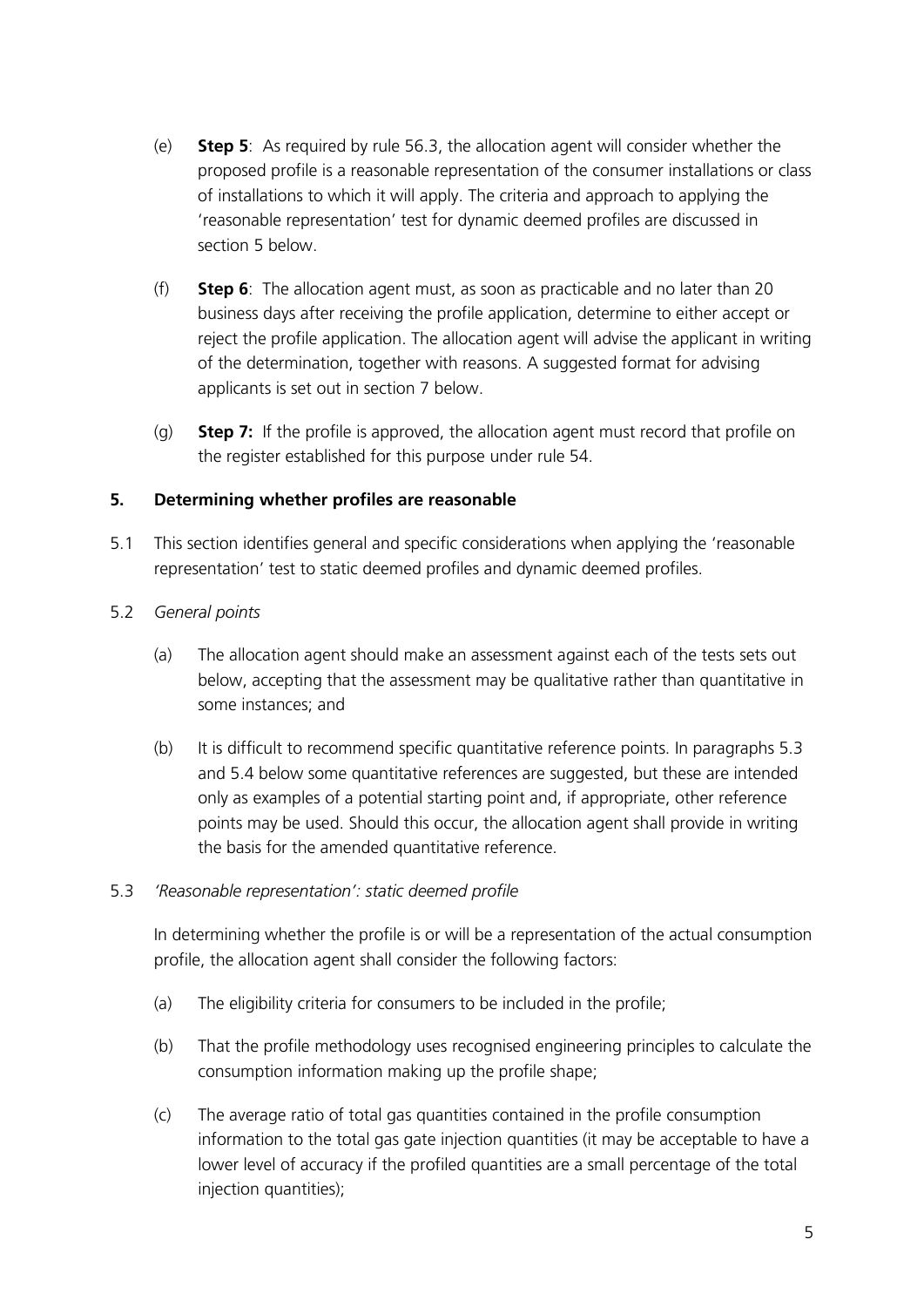(e) **Step 5**: As required by rule 56.3, the allocation agent will consider whether the proposed profile is a reasonable representation of the consumer installations or class of installations to which it will apply. The criteria and approach to applying the 'reasonable representation' test for dynamic deemed profiles are discussed in section 5 below.

(f) **Step 6**: The allocation agent must, as soon as practicable and no later than 20 business days after receiving the profile application, determine to either accept or reject the profile application. The allocation agent will advise the applicant in writing of the determination, together with reasons. A suggested format for advising applicants is set out in section 7 below.

(g) **Step 7:** If the profile is approved, the allocation agent must record that profile on the register established for this purpose under rule 54.

## 5. Determining whether profiles are reasonable

5.1 This section identifies general and specific considerations when applying the 'reasonable representation' test to static deemed profiles and dynamic deemed profiles.

5.2 *General points*

(a) The allocation agent should make an assessment against each of the tests sets out below, accepting that the assessment may be qualitative rather than quantitative in some instances; and

(b) It is difficult to recommend specific quantitative reference points. In paragraphs 5.3 and 5.4 below some quantitative references are suggested, but these are intended only as examples of a potential starting point and, if appropriate, other reference points may be used. Should this occur, the allocation agent shall provide in writing the basis for the amended quantitative reference.

5.3 *'Reasonable representation': static deemed profile*

In determining whether the profile is or will be a representation of the actual consumption profile, the allocation agent shall consider the following factors:

(a) The eligibility criteria for consumers to be included in the profile;

(b) That the profile methodology uses recognised engineering principles to calculate the consumption information making up the profile shape;

(c) The average ratio of total gas quantities contained in the profile consumption information to the total gas gate injection quantities (it may be acceptable to have a lower level of accuracy if the profiled quantities are a small percentage of the total injection quantities);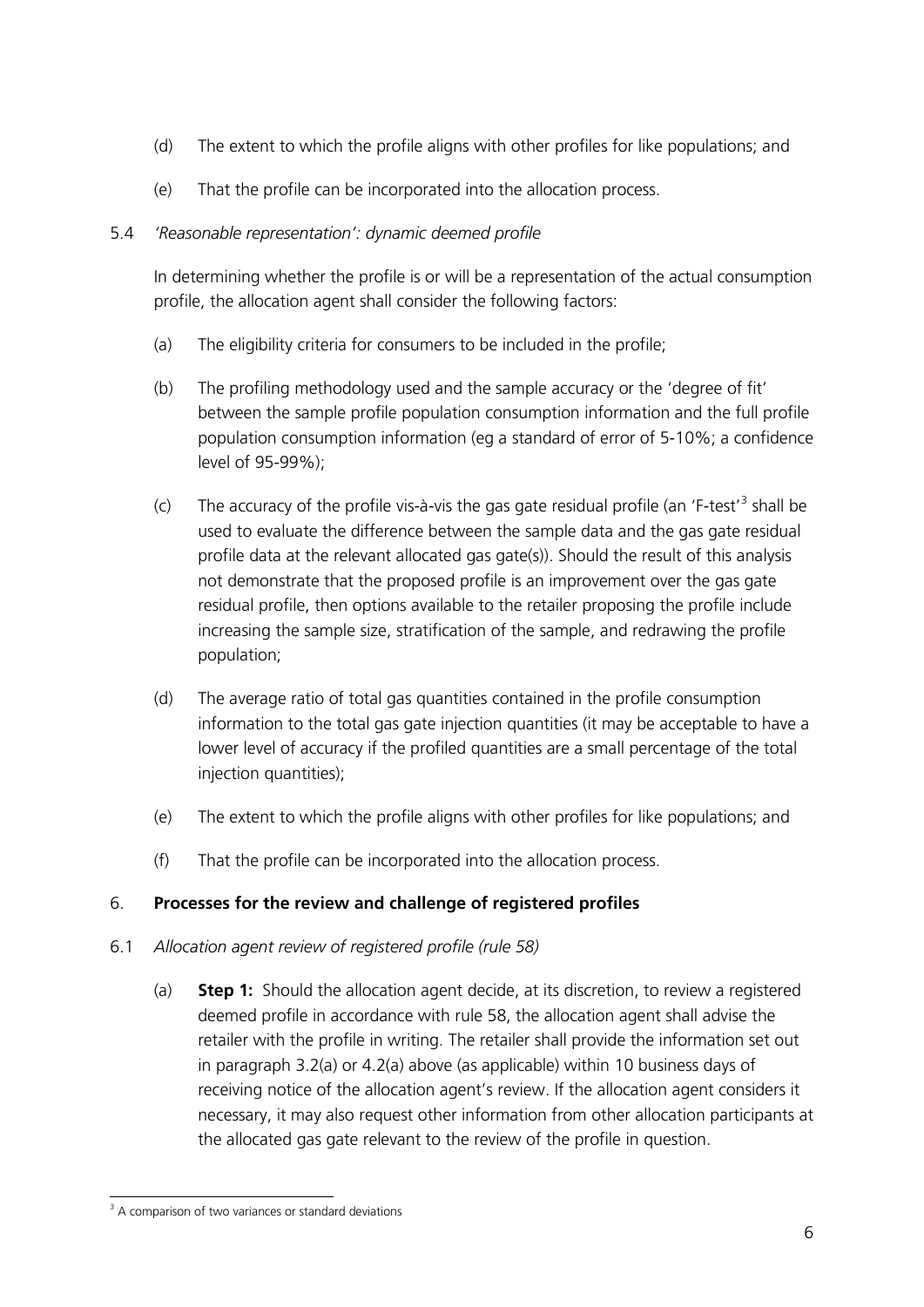(d) The extent to which the profile aligns with other profiles for like populations; and

(e) That the profile can be incorporated into the allocation process.

5.4 *'Reasonable representation': dynamic deemed profile*

In determining whether the profile is or will be a representation of the actual consumption profile, the allocation agent shall consider the following factors:

(a) The eligibility criteria for consumers to be included in the profile;

(b) The profiling methodology used and the sample accuracy or the 'degree of fit' between the sample profile population consumption information and the full profile population consumption information (eg a standard of error of 5-10%; a confidence level of 95-99%);

(c) The accuracy of the profile vis-à-vis the gas gate residual profile (an 'F-test'[3] shall be used to evaluate the difference between the sample data and the gas gate residual profile data at the relevant allocated gas gate(s)). Should the result of this analysis not demonstrate that the proposed profile is an improvement over the gas gate residual profile, then options available to the retailer proposing the profile include increasing the sample size, stratification of the sample, and redrawing the profile population;

(d) The average ratio of total gas quantities contained in the profile consumption information to the total gas gate injection quantities (it may be acceptable to have a lower level of accuracy if the profiled quantities are a small percentage of the total injection quantities);

(e) The extent to which the profile aligns with other profiles for like populations; and

(f) That the profile can be incorporated into the allocation process.

## 6. **Processes for the review and challenge of registered profiles**

6.1 *Allocation agent review of registered profile (rule 58)*

(a) **Step 1:** Should the allocation agent decide, at its discretion, to review a registered deemed profile in accordance with rule 58, the allocation agent shall advise the retailer with the profile in writing. The retailer shall provide the information set out in paragraph 3.2(a) or 4.2(a) above (as applicable) within 10 business days of receiving notice of the allocation agent's review. If the allocation agent considers it necessary, it may also request other information from other allocation participants at the allocated gas gate relevant to the review of the profile in question.

[3] A comparison of two variances or standard deviations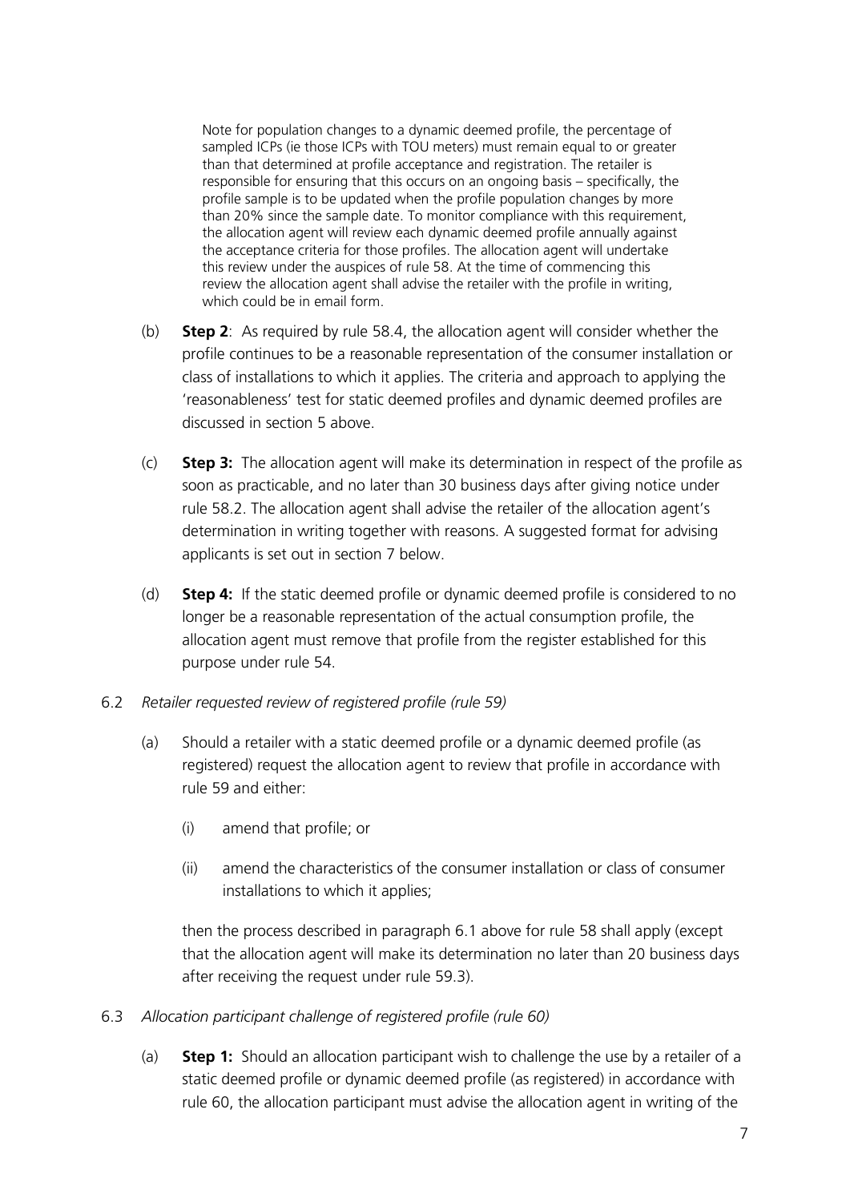Note for population changes to a dynamic deemed profile, the percentage of sampled ICPs (ie those ICPs with TOU meters) must remain equal to or greater than that determined at profile acceptance and registration. The retailer is responsible for ensuring that this occurs on an ongoing basis – specifically, the profile sample is to be updated when the profile population changes by more than 20% since the sample date. To monitor compliance with this requirement, the allocation agent will review each dynamic deemed profile annually against the acceptance criteria for those profiles. The allocation agent will undertake this review under the auspices of rule 58. At the time of commencing this review the allocation agent shall advise the retailer with the profile in writing, which could be in email form.

(b) **Step 2**: As required by rule 58.4, the allocation agent will consider whether the profile continues to be a reasonable representation of the consumer installation or class of installations to which it applies. The criteria and approach to applying the 'reasonableness' test for static deemed profiles and dynamic deemed profiles are discussed in section 5 above.

(c) **Step 3:** The allocation agent will make its determination in respect of the profile as soon as practicable, and no later than 30 business days after giving notice under rule 58.2. The allocation agent shall advise the retailer of the allocation agent's determination in writing together with reasons. A suggested format for advising applicants is set out in section 7 below.

(d) **Step 4:** If the static deemed profile or dynamic deemed profile is considered to no longer be a reasonable representation of the actual consumption profile, the allocation agent must remove that profile from the register established for this purpose under rule 54.

6.2 *Retailer requested review of registered profile (rule 59)*

(a) Should a retailer with a static deemed profile or a dynamic deemed profile (as registered) request the allocation agent to review that profile in accordance with rule 59 and either:

(i) amend that profile; or

(ii) amend the characteristics of the consumer installation or class of consumer installations to which it applies;

then the process described in paragraph 6.1 above for rule 58 shall apply (except that the allocation agent will make its determination no later than 20 business days after receiving the request under rule 59.3).

6.3 *Allocation participant challenge of registered profile (rule 60)*

(a) **Step 1:** Should an allocation participant wish to challenge the use by a retailer of a static deemed profile or dynamic deemed profile (as registered) in accordance with rule 60, the allocation participant must advise the allocation agent in writing of the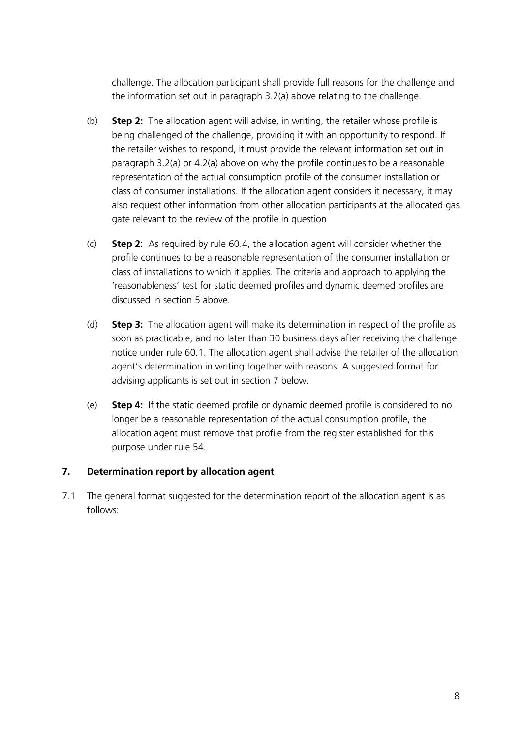challenge. The allocation participant shall provide full reasons for the challenge and the information set out in paragraph 3.2(a) above relating to the challenge.

(b) **Step 2:** The allocation agent will advise, in writing, the retailer whose profile is being challenged of the challenge, providing it with an opportunity to respond. If the retailer wishes to respond, it must provide the relevant information set out in paragraph 3.2(a) or 4.2(a) above on why the profile continues to be a reasonable representation of the actual consumption profile of the consumer installation or class of consumer installations. If the allocation agent considers it necessary, it may also request other information from other allocation participants at the allocated gas gate relevant to the review of the profile in question

(c) **Step 2**: As required by rule 60.4, the allocation agent will consider whether the profile continues to be a reasonable representation of the consumer installation or class of installations to which it applies. The criteria and approach to applying the 'reasonableness' test for static deemed profiles and dynamic deemed profiles are discussed in section 5 above.

(d) **Step 3:** The allocation agent will make its determination in respect of the profile as soon as practicable, and no later than 30 business days after receiving the challenge notice under rule 60.1. The allocation agent shall advise the retailer of the allocation agent's determination in writing together with reasons. A suggested format for advising applicants is set out in section 7 below.

(e) **Step 4:** If the static deemed profile or dynamic deemed profile is considered to no longer be a reasonable representation of the actual consumption profile, the allocation agent must remove that profile from the register established for this purpose under rule 54.

## 7. Determination report by allocation agent

7.1 The general format suggested for the determination report of the allocation agent is as follows: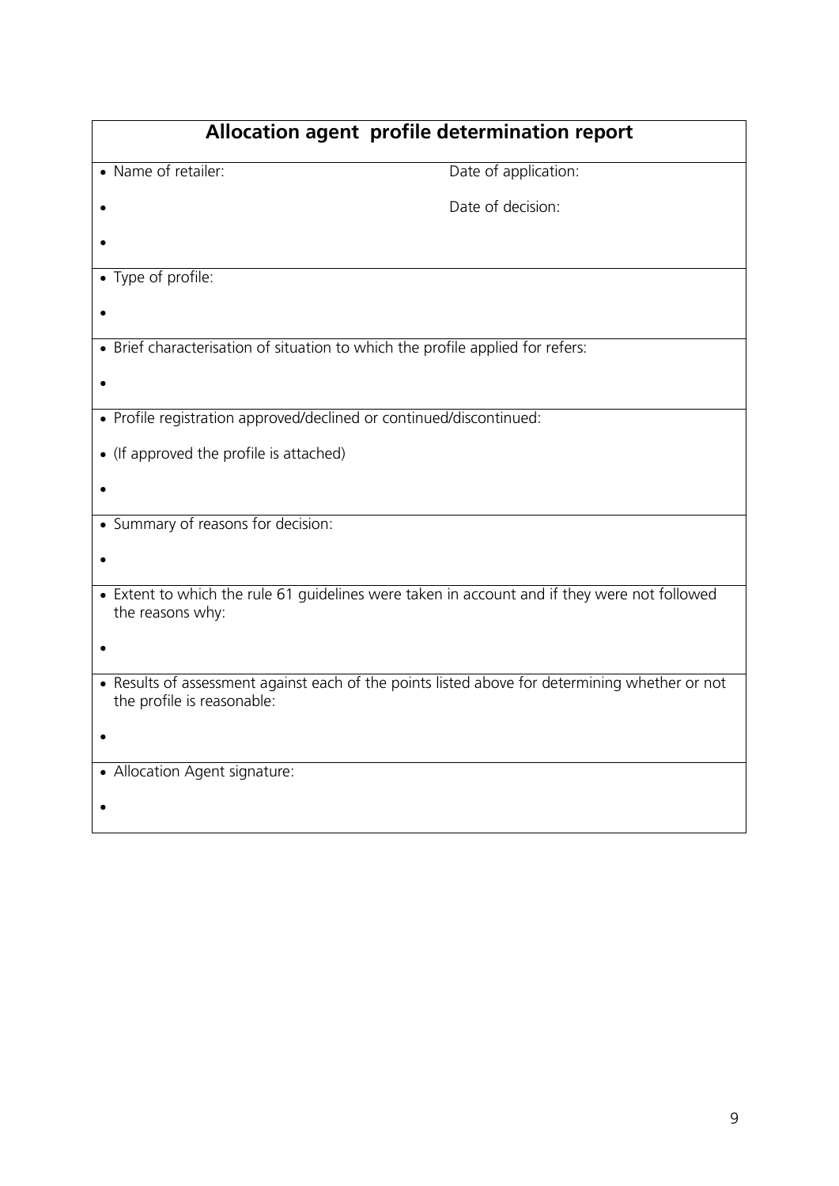# Allocation agent profile determination report

| | |
|---|---|
| • Name of retailer: | Date of application: |
| • | Date of decision: |
| • | |

- Type of profile:
- 

- Brief characterisation of situation to which the profile applied for refers:
- 

- Profile registration approved/declined or continued/discontinued:
- (If approved the profile is attached)
- 

- Summary of reasons for decision:
- 

- Extent to which the rule 61 guidelines were taken in account and if they were not followed the reasons why:
- 

- Results of assessment against each of the points listed above for determining whether or not the profile is reasonable:
- 

- Allocation Agent signature:
-